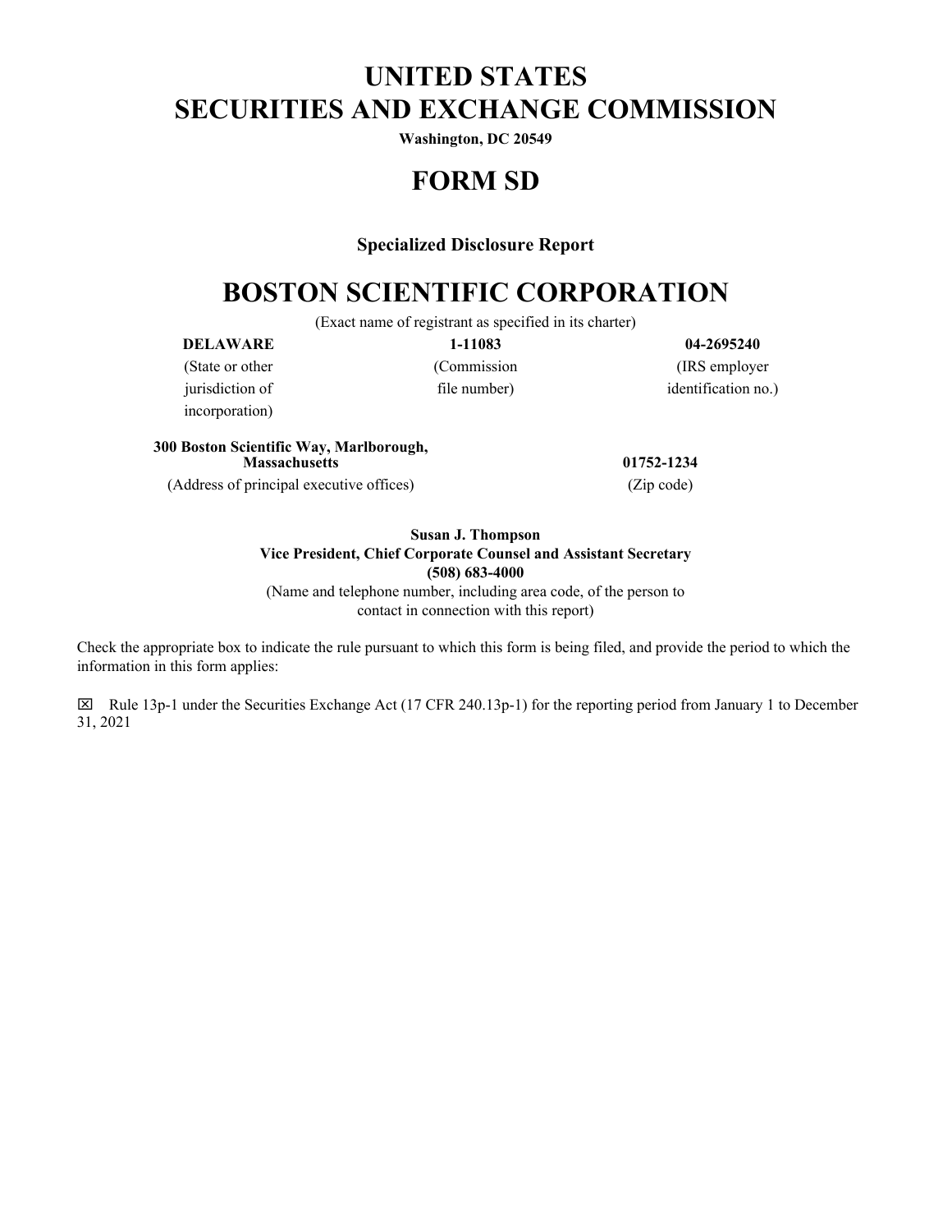# UNITED STATES
# SECURITIES AND EXCHANGE COMMISSION

**Washington, DC 20549**

# FORM SD

**Specialized Disclosure Report**

# BOSTON SCIENTIFIC CORPORATION

(Exact name of registrant as specified in its charter)

| **DELAWARE** | **1-11083** | **04-2695240** |
|---|---|---|
| (State or other jurisdiction of incorporation) | (Commission file number) | (IRS employer identification no.) |

| **300 Boston Scientific Way, Marlborough, Massachusetts** | **01752-1234** |
|---|---|
| (Address of principal executive offices) | (Zip code) |

**Susan J. Thompson**
**Vice President, Chief Corporate Counsel and Assistant Secretary**
**(508) 683-4000**
(Name and telephone number, including area code, of the person to contact in connection with this report)

Check the appropriate box to indicate the rule pursuant to which this form is being filed, and provide the period to which the information in this form applies:

☒ Rule 13p-1 under the Securities Exchange Act (17 CFR 240.13p-1) for the reporting period from January 1 to December 31, 2021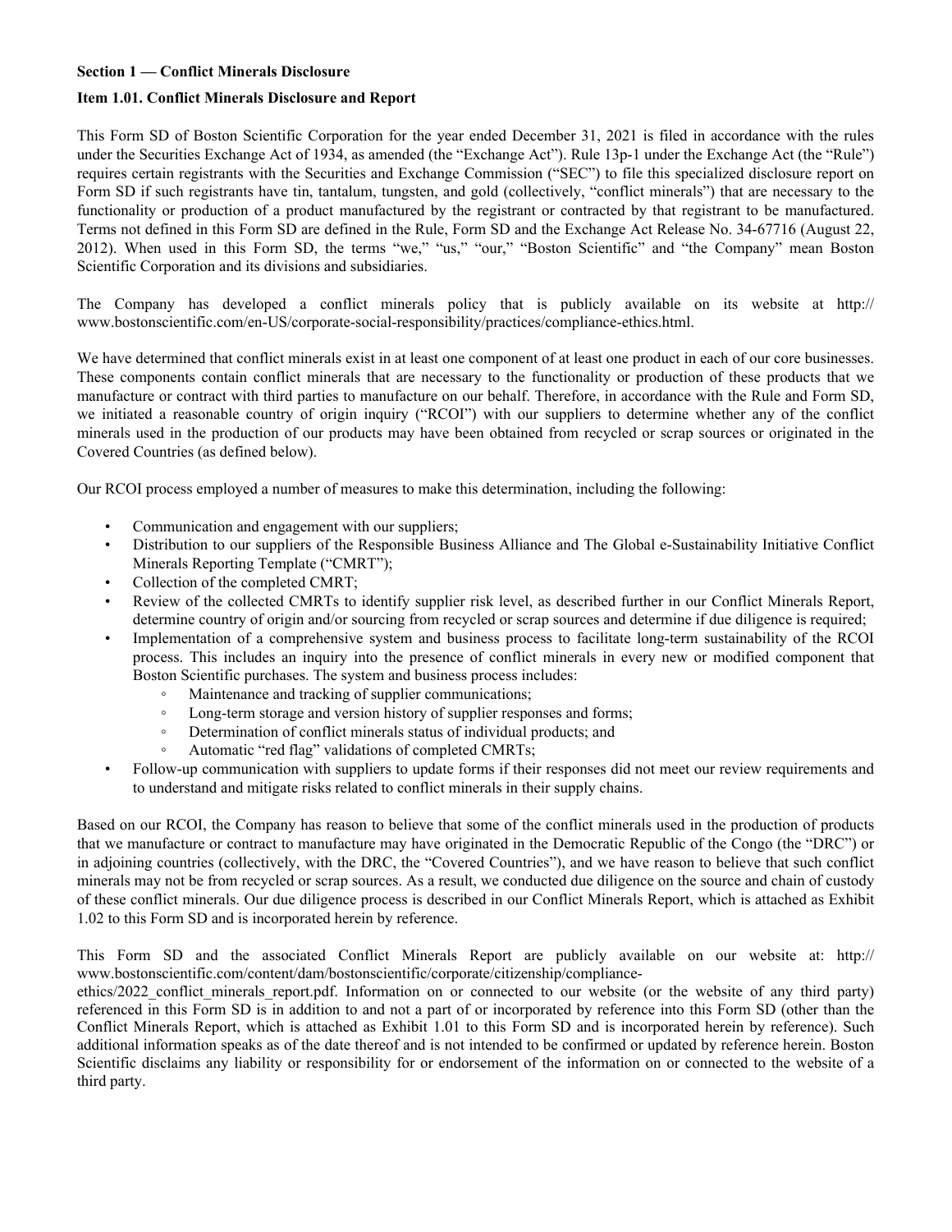**Section 1 — Conflict Minerals Disclosure**

**Item 1.01. Conflict Minerals Disclosure and Report**

This Form SD of Boston Scientific Corporation for the year ended December 31, 2021 is filed in accordance with the rules under the Securities Exchange Act of 1934, as amended (the "Exchange Act"). Rule 13p-1 under the Exchange Act (the "Rule") requires certain registrants with the Securities and Exchange Commission ("SEC") to file this specialized disclosure report on Form SD if such registrants have tin, tantalum, tungsten, and gold (collectively, "conflict minerals") that are necessary to the functionality or production of a product manufactured by the registrant or contracted by that registrant to be manufactured. Terms not defined in this Form SD are defined in the Rule, Form SD and the Exchange Act Release No. 34-67716 (August 22, 2012). When used in this Form SD, the terms "we," "us," "our," "Boston Scientific" and "the Company" mean Boston Scientific Corporation and its divisions and subsidiaries.

The Company has developed a conflict minerals policy that is publicly available on its website at http://www.bostonscientific.com/en-US/corporate-social-responsibility/practices/compliance-ethics.html.

We have determined that conflict minerals exist in at least one component of at least one product in each of our core businesses. These components contain conflict minerals that are necessary to the functionality or production of these products that we manufacture or contract with third parties to manufacture on our behalf. Therefore, in accordance with the Rule and Form SD, we initiated a reasonable country of origin inquiry ("RCOI") with our suppliers to determine whether any of the conflict minerals used in the production of our products may have been obtained from recycled or scrap sources or originated in the Covered Countries (as defined below).

Our RCOI process employed a number of measures to make this determination, including the following:

- Communication and engagement with our suppliers;
- Distribution to our suppliers of the Responsible Business Alliance and The Global e-Sustainability Initiative Conflict Minerals Reporting Template ("CMRT");
- Collection of the completed CMRT;
- Review of the collected CMRTs to identify supplier risk level, as described further in our Conflict Minerals Report, determine country of origin and/or sourcing from recycled or scrap sources and determine if due diligence is required;
- Implementation of a comprehensive system and business process to facilitate long-term sustainability of the RCOI process. This includes an inquiry into the presence of conflict minerals in every new or modified component that Boston Scientific purchases. The system and business process includes:
    - Maintenance and tracking of supplier communications;
    - Long-term storage and version history of supplier responses and forms;
    - Determination of conflict minerals status of individual products; and
    - Automatic "red flag" validations of completed CMRTs;
- Follow-up communication with suppliers to update forms if their responses did not meet our review requirements and to understand and mitigate risks related to conflict minerals in their supply chains.

Based on our RCOI, the Company has reason to believe that some of the conflict minerals used in the production of products that we manufacture or contract to manufacture may have originated in the Democratic Republic of the Congo (the "DRC") or in adjoining countries (collectively, with the DRC, the "Covered Countries"), and we have reason to believe that such conflict minerals may not be from recycled or scrap sources. As a result, we conducted due diligence on the source and chain of custody of these conflict minerals. Our due diligence process is described in our Conflict Minerals Report, which is attached as Exhibit 1.02 to this Form SD and is incorporated herein by reference.

This Form SD and the associated Conflict Minerals Report are publicly available on our website at: http://www.bostonscientific.com/content/dam/bostonscientific/corporate/citizenship/compliance-ethics/2022_conflict_minerals_report.pdf. Information on or connected to our website (or the website of any third party) referenced in this Form SD is in addition to and not a part of or incorporated by reference into this Form SD (other than the Conflict Minerals Report, which is attached as Exhibit 1.01 to this Form SD and is incorporated herein by reference). Such additional information speaks as of the date thereof and is not intended to be confirmed or updated by reference herein. Boston Scientific disclaims any liability or responsibility for or endorsement of the information on or connected to the website of a third party.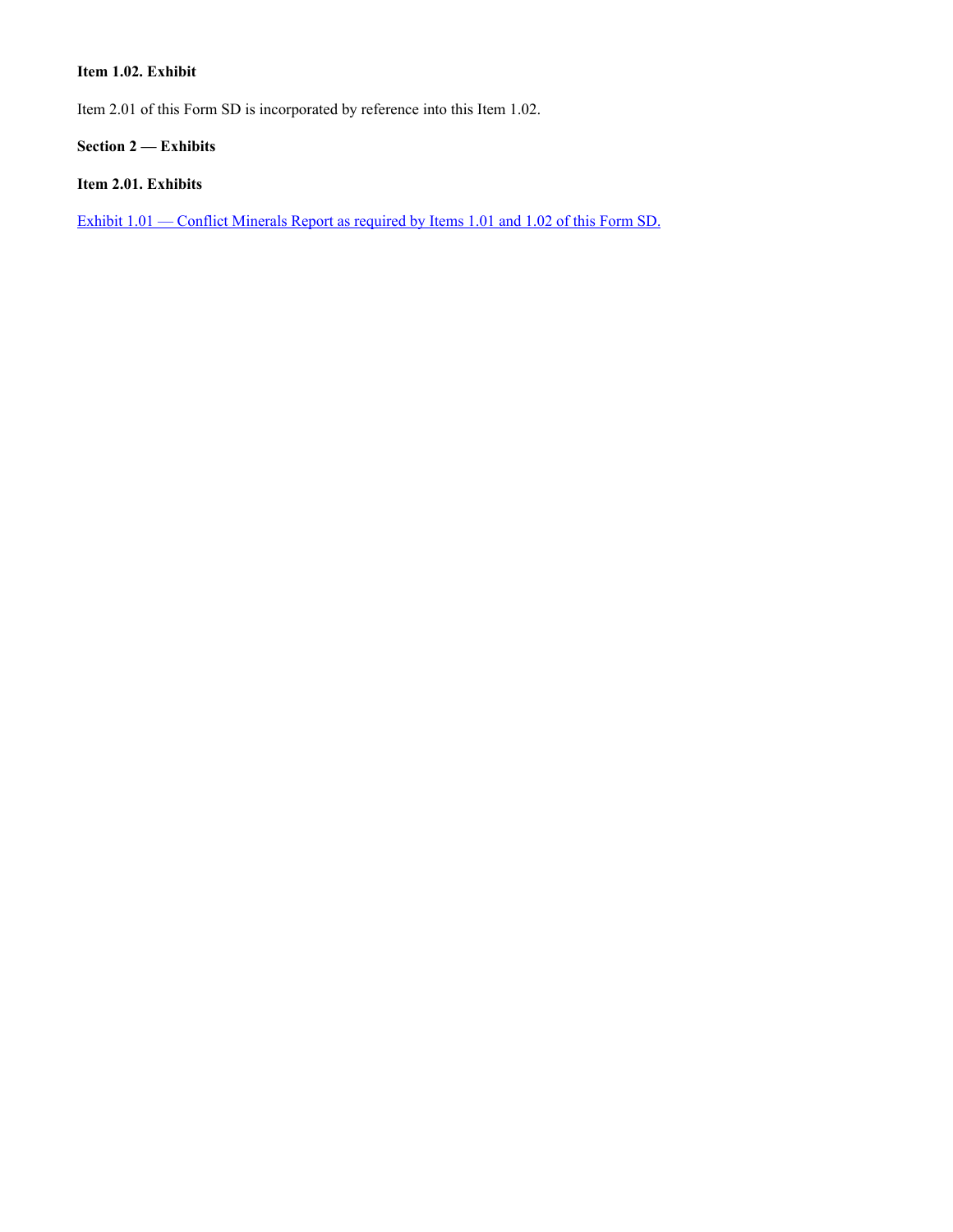**Item 1.02. Exhibit**

Item 2.01 of this Form SD is incorporated by reference into this Item 1.02.

**Section 2 — Exhibits**

**Item 2.01. Exhibits**

Exhibit 1.01 — Conflict Minerals Report as required by Items 1.01 and 1.02 of this Form SD.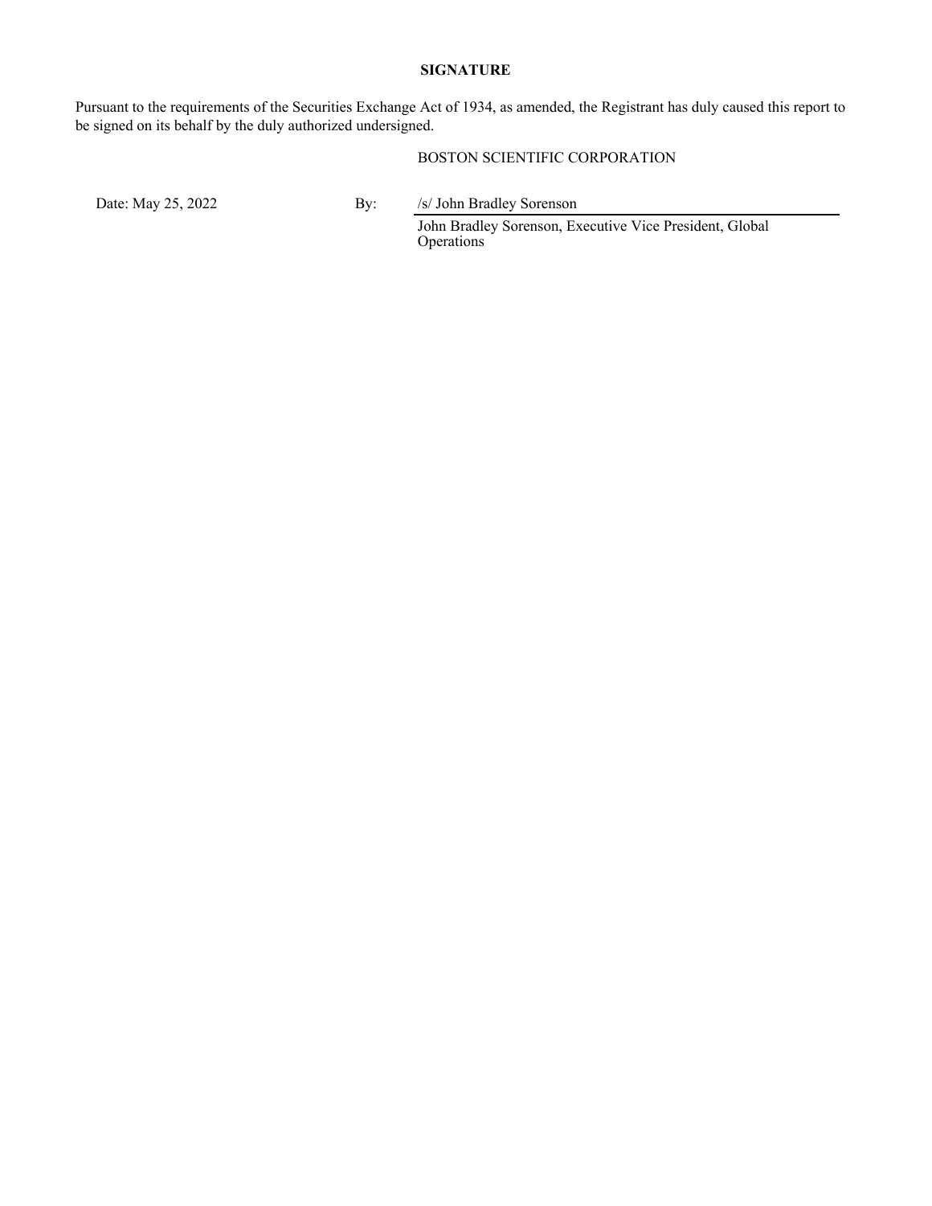**SIGNATURE**

Pursuant to the requirements of the Securities Exchange Act of 1934, as amended, the Registrant has duly caused this report to be signed on its behalf by the duly authorized undersigned.

BOSTON SCIENTIFIC CORPORATION

Date: May 25, 2022

By: /s/ John Bradley Sorenson

John Bradley Sorenson, Executive Vice President, Global Operations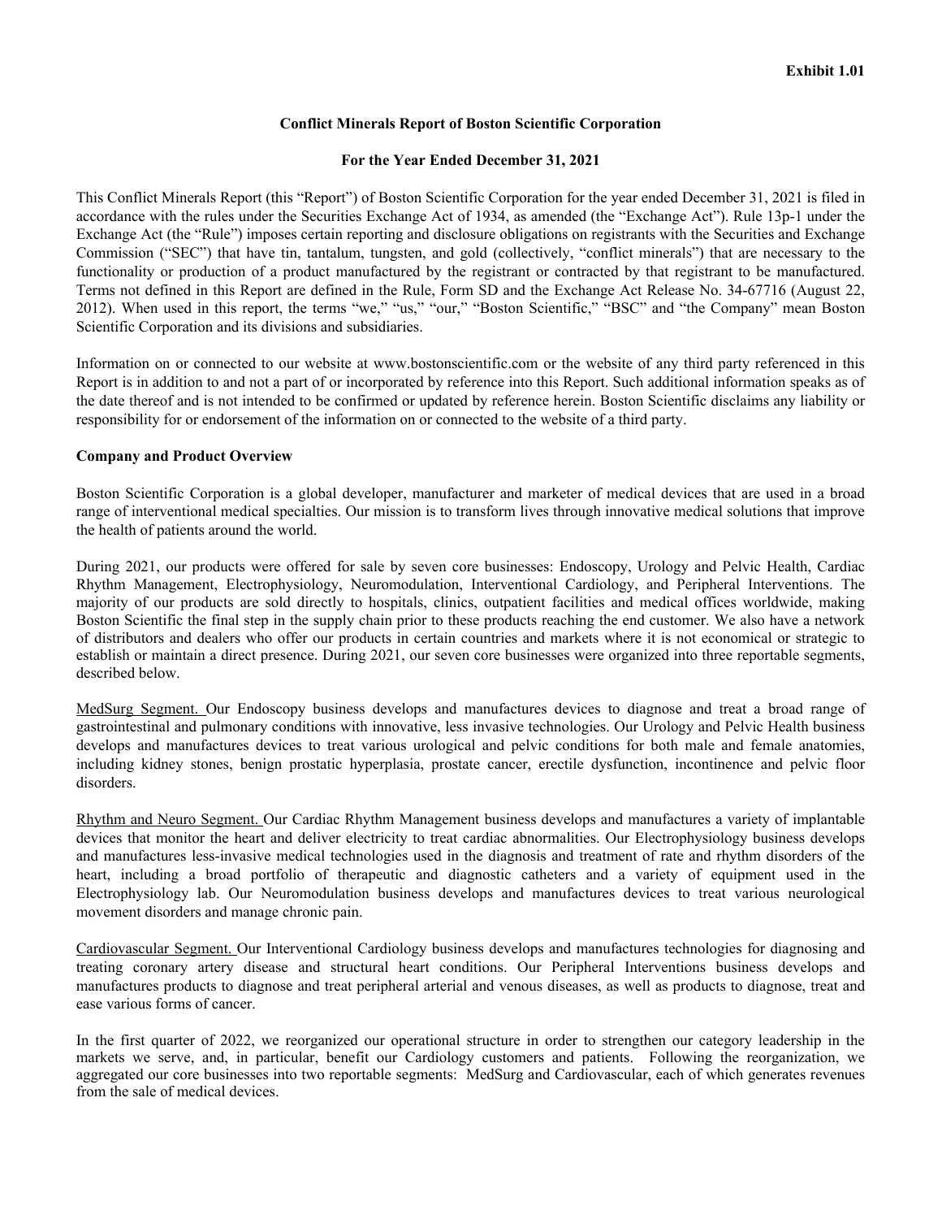**Exhibit 1.01**

**Conflict Minerals Report of Boston Scientific Corporation**

**For the Year Ended December 31, 2021**

This Conflict Minerals Report (this "Report") of Boston Scientific Corporation for the year ended December 31, 2021 is filed in accordance with the rules under the Securities Exchange Act of 1934, as amended (the "Exchange Act"). Rule 13p-1 under the Exchange Act (the "Rule") imposes certain reporting and disclosure obligations on registrants with the Securities and Exchange Commission ("SEC") that have tin, tantalum, tungsten, and gold (collectively, "conflict minerals") that are necessary to the functionality or production of a product manufactured by the registrant or contracted by that registrant to be manufactured. Terms not defined in this Report are defined in the Rule, Form SD and the Exchange Act Release No. 34-67716 (August 22, 2012). When used in this report, the terms "we," "us," "our," "Boston Scientific," "BSC" and "the Company" mean Boston Scientific Corporation and its divisions and subsidiaries.

Information on or connected to our website at www.bostonscientific.com or the website of any third party referenced in this Report is in addition to and not a part of or incorporated by reference into this Report. Such additional information speaks as of the date thereof and is not intended to be confirmed or updated by reference herein. Boston Scientific disclaims any liability or responsibility for or endorsement of the information on or connected to the website of a third party.

**Company and Product Overview**

Boston Scientific Corporation is a global developer, manufacturer and marketer of medical devices that are used in a broad range of interventional medical specialties. Our mission is to transform lives through innovative medical solutions that improve the health of patients around the world.

During 2021, our products were offered for sale by seven core businesses: Endoscopy, Urology and Pelvic Health, Cardiac Rhythm Management, Electrophysiology, Neuromodulation, Interventional Cardiology, and Peripheral Interventions. The majority of our products are sold directly to hospitals, clinics, outpatient facilities and medical offices worldwide, making Boston Scientific the final step in the supply chain prior to these products reaching the end customer. We also have a network of distributors and dealers who offer our products in certain countries and markets where it is not economical or strategic to establish or maintain a direct presence. During 2021, our seven core businesses were organized into three reportable segments, described below.

MedSurg Segment. Our Endoscopy business develops and manufactures devices to diagnose and treat a broad range of gastrointestinal and pulmonary conditions with innovative, less invasive technologies. Our Urology and Pelvic Health business develops and manufactures devices to treat various urological and pelvic conditions for both male and female anatomies, including kidney stones, benign prostatic hyperplasia, prostate cancer, erectile dysfunction, incontinence and pelvic floor disorders.

Rhythm and Neuro Segment. Our Cardiac Rhythm Management business develops and manufactures a variety of implantable devices that monitor the heart and deliver electricity to treat cardiac abnormalities. Our Electrophysiology business develops and manufactures less-invasive medical technologies used in the diagnosis and treatment of rate and rhythm disorders of the heart, including a broad portfolio of therapeutic and diagnostic catheters and a variety of equipment used in the Electrophysiology lab. Our Neuromodulation business develops and manufactures devices to treat various neurological movement disorders and manage chronic pain.

Cardiovascular Segment. Our Interventional Cardiology business develops and manufactures technologies for diagnosing and treating coronary artery disease and structural heart conditions. Our Peripheral Interventions business develops and manufactures products to diagnose and treat peripheral arterial and venous diseases, as well as products to diagnose, treat and ease various forms of cancer.

In the first quarter of 2022, we reorganized our operational structure in order to strengthen our category leadership in the markets we serve, and, in particular, benefit our Cardiology customers and patients. Following the reorganization, we aggregated our core businesses into two reportable segments: MedSurg and Cardiovascular, each of which generates revenues from the sale of medical devices.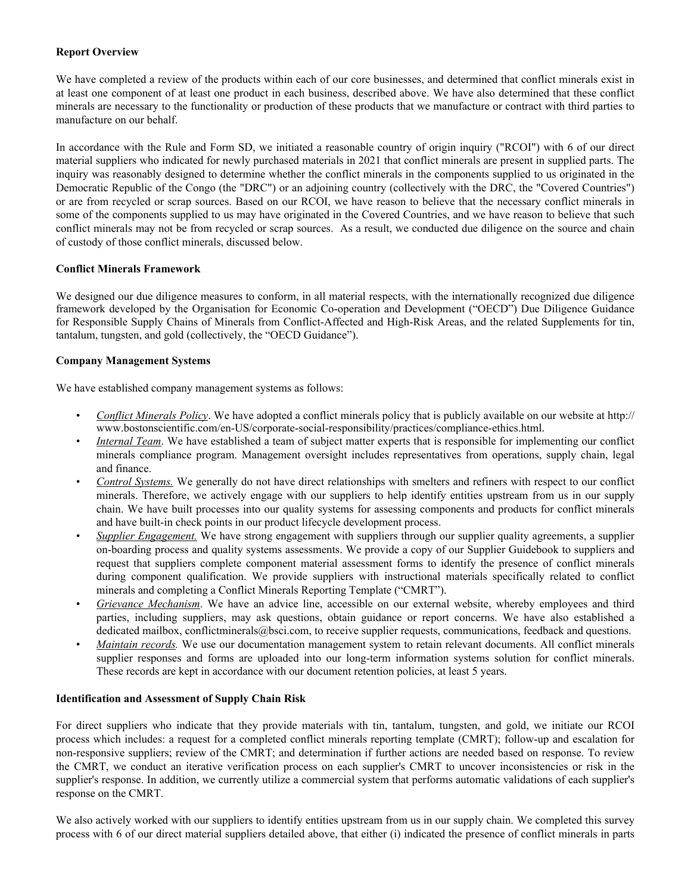**Report Overview**

We have completed a review of the products within each of our core businesses, and determined that conflict minerals exist in at least one component of at least one product in each business, described above. We have also determined that these conflict minerals are necessary to the functionality or production of these products that we manufacture or contract with third parties to manufacture on our behalf.

In accordance with the Rule and Form SD, we initiated a reasonable country of origin inquiry ("RCOI") with 6 of our direct material suppliers who indicated for newly purchased materials in 2021 that conflict minerals are present in supplied parts. The inquiry was reasonably designed to determine whether the conflict minerals in the components supplied to us originated in the Democratic Republic of the Congo (the "DRC") or an adjoining country (collectively with the DRC, the "Covered Countries") or are from recycled or scrap sources. Based on our RCOI, we have reason to believe that the necessary conflict minerals in some of the components supplied to us may have originated in the Covered Countries, and we have reason to believe that such conflict minerals may not be from recycled or scrap sources. As a result, we conducted due diligence on the source and chain of custody of those conflict minerals, discussed below.

**Conflict Minerals Framework**

We designed our due diligence measures to conform, in all material respects, with the internationally recognized due diligence framework developed by the Organisation for Economic Co-operation and Development ("OECD") Due Diligence Guidance for Responsible Supply Chains of Minerals from Conflict-Affected and High-Risk Areas, and the related Supplements for tin, tantalum, tungsten, and gold (collectively, the "OECD Guidance").

**Company Management Systems**

We have established company management systems as follows:

- *Conflict Minerals Policy*. We have adopted a conflict minerals policy that is publicly available on our website at http://www.bostonscientific.com/en-US/corporate-social-responsibility/practices/compliance-ethics.html.
- *Internal Team*. We have established a team of subject matter experts that is responsible for implementing our conflict minerals compliance program. Management oversight includes representatives from operations, supply chain, legal and finance.
- *Control Systems.* We generally do not have direct relationships with smelters and refiners with respect to our conflict minerals. Therefore, we actively engage with our suppliers to help identify entities upstream from us in our supply chain. We have built processes into our quality systems for assessing components and products for conflict minerals and have built-in check points in our product lifecycle development process.
- *Supplier Engagement.* We have strong engagement with suppliers through our supplier quality agreements, a supplier on-boarding process and quality systems assessments. We provide a copy of our Supplier Guidebook to suppliers and request that suppliers complete component material assessment forms to identify the presence of conflict minerals during component qualification. We provide suppliers with instructional materials specifically related to conflict minerals and completing a Conflict Minerals Reporting Template ("CMRT").
- *Grievance Mechanism*. We have an advice line, accessible on our external website, whereby employees and third parties, including suppliers, may ask questions, obtain guidance or report concerns. We have also established a dedicated mailbox, conflictminerals@bsci.com, to receive supplier requests, communications, feedback and questions.
- *Maintain records.* We use our documentation management system to retain relevant documents. All conflict minerals supplier responses and forms are uploaded into our long-term information systems solution for conflict minerals. These records are kept in accordance with our document retention policies, at least 5 years.

**Identification and Assessment of Supply Chain Risk**

For direct suppliers who indicate that they provide materials with tin, tantalum, tungsten, and gold, we initiate our RCOI process which includes: a request for a completed conflict minerals reporting template (CMRT); follow-up and escalation for non-responsive suppliers; review of the CMRT; and determination if further actions are needed based on response. To review the CMRT, we conduct an iterative verification process on each supplier's CMRT to uncover inconsistencies or risk in the supplier's response. In addition, we currently utilize a commercial system that performs automatic validations of each supplier's response on the CMRT.

We also actively worked with our suppliers to identify entities upstream from us in our supply chain. We completed this survey process with 6 of our direct material suppliers detailed above, that either (i) indicated the presence of conflict minerals in parts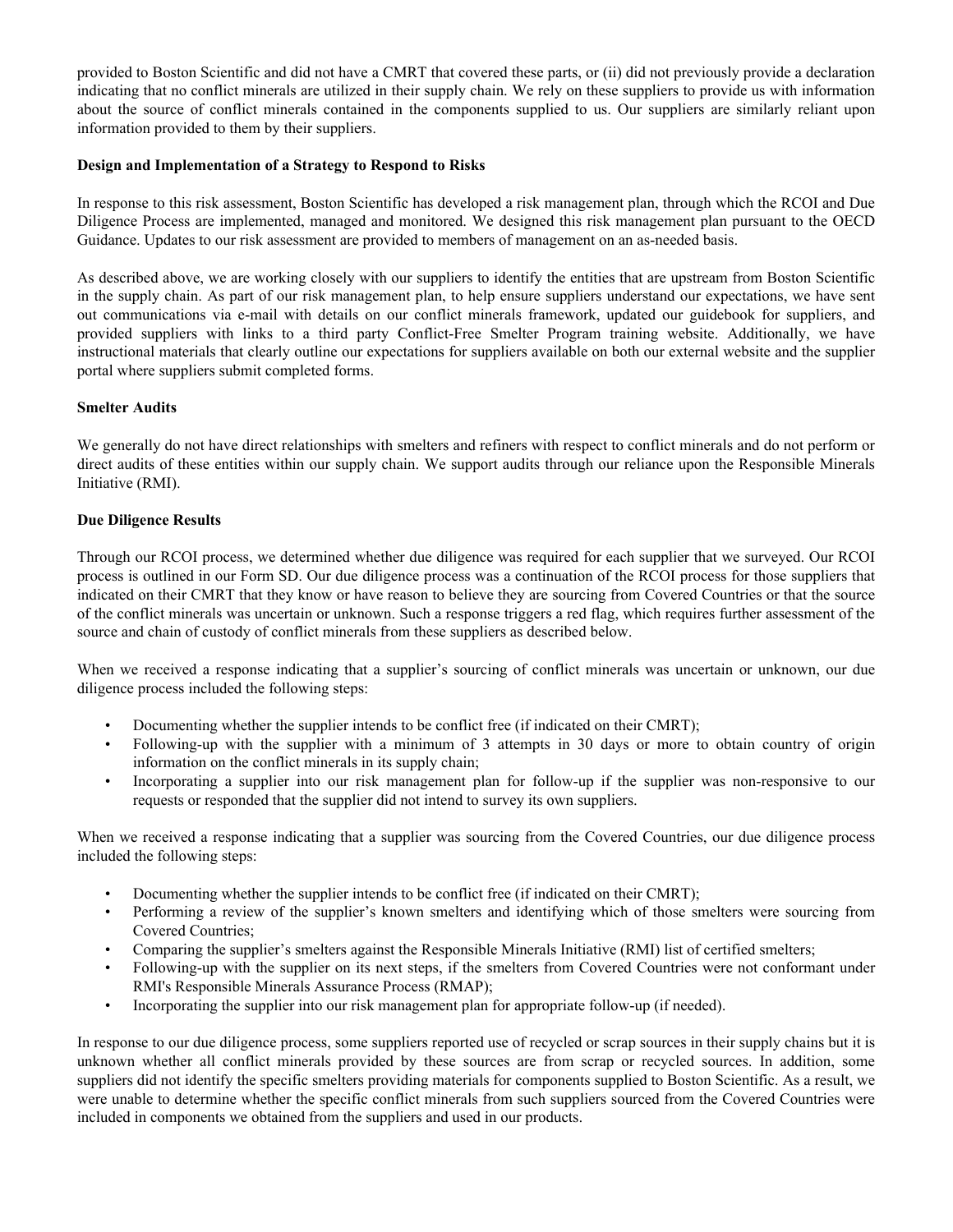provided to Boston Scientific and did not have a CMRT that covered these parts, or (ii) did not previously provide a declaration indicating that no conflict minerals are utilized in their supply chain. We rely on these suppliers to provide us with information about the source of conflict minerals contained in the components supplied to us. Our suppliers are similarly reliant upon information provided to them by their suppliers.

**Design and Implementation of a Strategy to Respond to Risks**

In response to this risk assessment, Boston Scientific has developed a risk management plan, through which the RCOI and Due Diligence Process are implemented, managed and monitored. We designed this risk management plan pursuant to the OECD Guidance. Updates to our risk assessment are provided to members of management on an as-needed basis.

As described above, we are working closely with our suppliers to identify the entities that are upstream from Boston Scientific in the supply chain. As part of our risk management plan, to help ensure suppliers understand our expectations, we have sent out communications via e-mail with details on our conflict minerals framework, updated our guidebook for suppliers, and provided suppliers with links to a third party Conflict-Free Smelter Program training website. Additionally, we have instructional materials that clearly outline our expectations for suppliers available on both our external website and the supplier portal where suppliers submit completed forms.

**Smelter Audits**

We generally do not have direct relationships with smelters and refiners with respect to conflict minerals and do not perform or direct audits of these entities within our supply chain. We support audits through our reliance upon the Responsible Minerals Initiative (RMI).

**Due Diligence Results**

Through our RCOI process, we determined whether due diligence was required for each supplier that we surveyed. Our RCOI process is outlined in our Form SD. Our due diligence process was a continuation of the RCOI process for those suppliers that indicated on their CMRT that they know or have reason to believe they are sourcing from Covered Countries or that the source of the conflict minerals was uncertain or unknown. Such a response triggers a red flag, which requires further assessment of the source and chain of custody of conflict minerals from these suppliers as described below.

When we received a response indicating that a supplier's sourcing of conflict minerals was uncertain or unknown, our due diligence process included the following steps:

- Documenting whether the supplier intends to be conflict free (if indicated on their CMRT);
- Following-up with the supplier with a minimum of 3 attempts in 30 days or more to obtain country of origin information on the conflict minerals in its supply chain;
- Incorporating a supplier into our risk management plan for follow-up if the supplier was non-responsive to our requests or responded that the supplier did not intend to survey its own suppliers.

When we received a response indicating that a supplier was sourcing from the Covered Countries, our due diligence process included the following steps:

- Documenting whether the supplier intends to be conflict free (if indicated on their CMRT);
- Performing a review of the supplier's known smelters and identifying which of those smelters were sourcing from Covered Countries;
- Comparing the supplier's smelters against the Responsible Minerals Initiative (RMI) list of certified smelters;
- Following-up with the supplier on its next steps, if the smelters from Covered Countries were not conformant under RMI's Responsible Minerals Assurance Process (RMAP);
- Incorporating the supplier into our risk management plan for appropriate follow-up (if needed).

In response to our due diligence process, some suppliers reported use of recycled or scrap sources in their supply chains but it is unknown whether all conflict minerals provided by these sources are from scrap or recycled sources. In addition, some suppliers did not identify the specific smelters providing materials for components supplied to Boston Scientific. As a result, we were unable to determine whether the specific conflict minerals from such suppliers sourced from the Covered Countries were included in components we obtained from the suppliers and used in our products.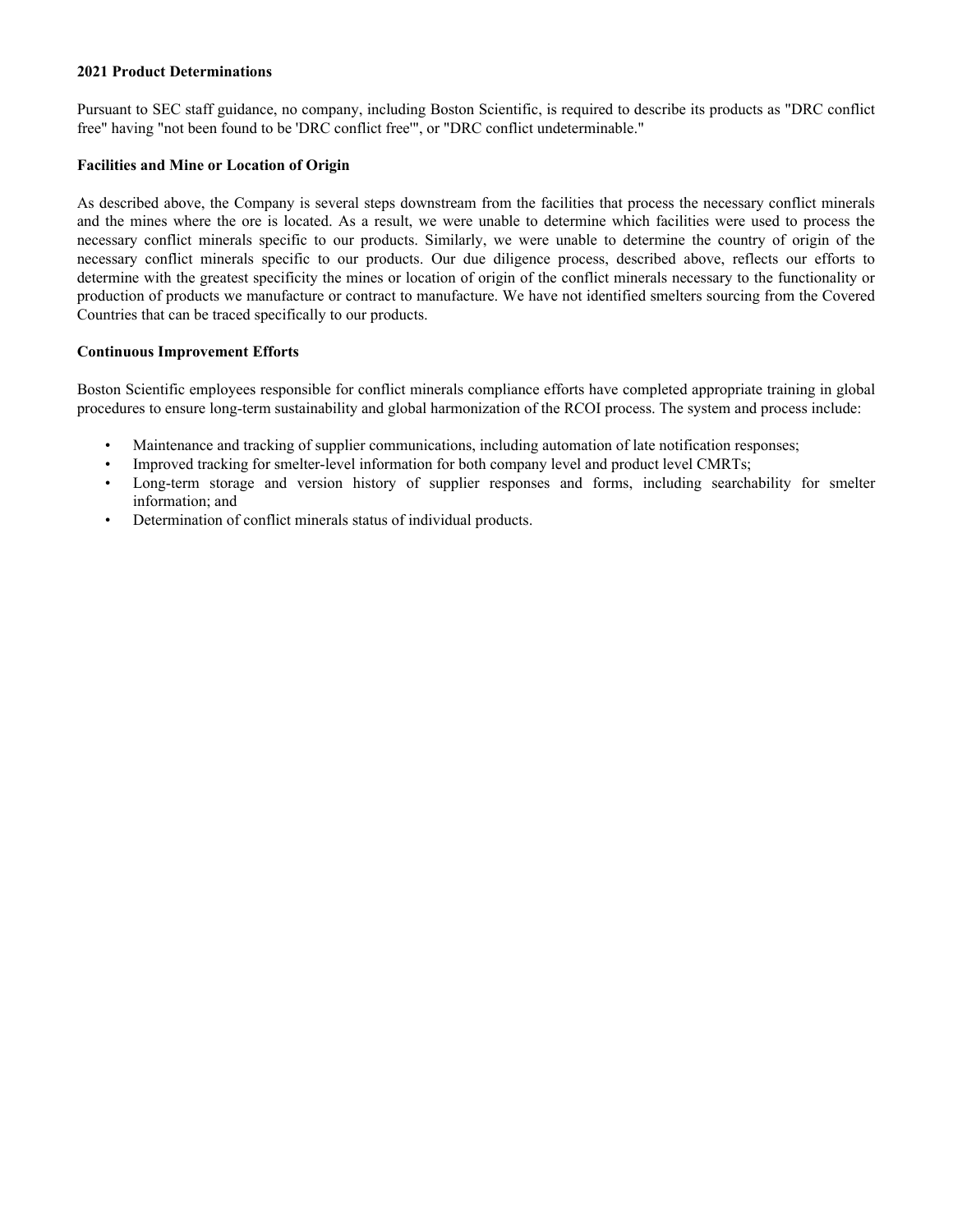**2021 Product Determinations**

Pursuant to SEC staff guidance, no company, including Boston Scientific, is required to describe its products as "DRC conflict free" having "not been found to be 'DRC conflict free'", or "DRC conflict undeterminable."

**Facilities and Mine or Location of Origin**

As described above, the Company is several steps downstream from the facilities that process the necessary conflict minerals and the mines where the ore is located. As a result, we were unable to determine which facilities were used to process the necessary conflict minerals specific to our products. Similarly, we were unable to determine the country of origin of the necessary conflict minerals specific to our products. Our due diligence process, described above, reflects our efforts to determine with the greatest specificity the mines or location of origin of the conflict minerals necessary to the functionality or production of products we manufacture or contract to manufacture. We have not identified smelters sourcing from the Covered Countries that can be traced specifically to our products.

**Continuous Improvement Efforts**

Boston Scientific employees responsible for conflict minerals compliance efforts have completed appropriate training in global procedures to ensure long-term sustainability and global harmonization of the RCOI process. The system and process include:

- Maintenance and tracking of supplier communications, including automation of late notification responses;
- Improved tracking for smelter-level information for both company level and product level CMRTs;
- Long-term storage and version history of supplier responses and forms, including searchability for smelter information; and
- Determination of conflict minerals status of individual products.